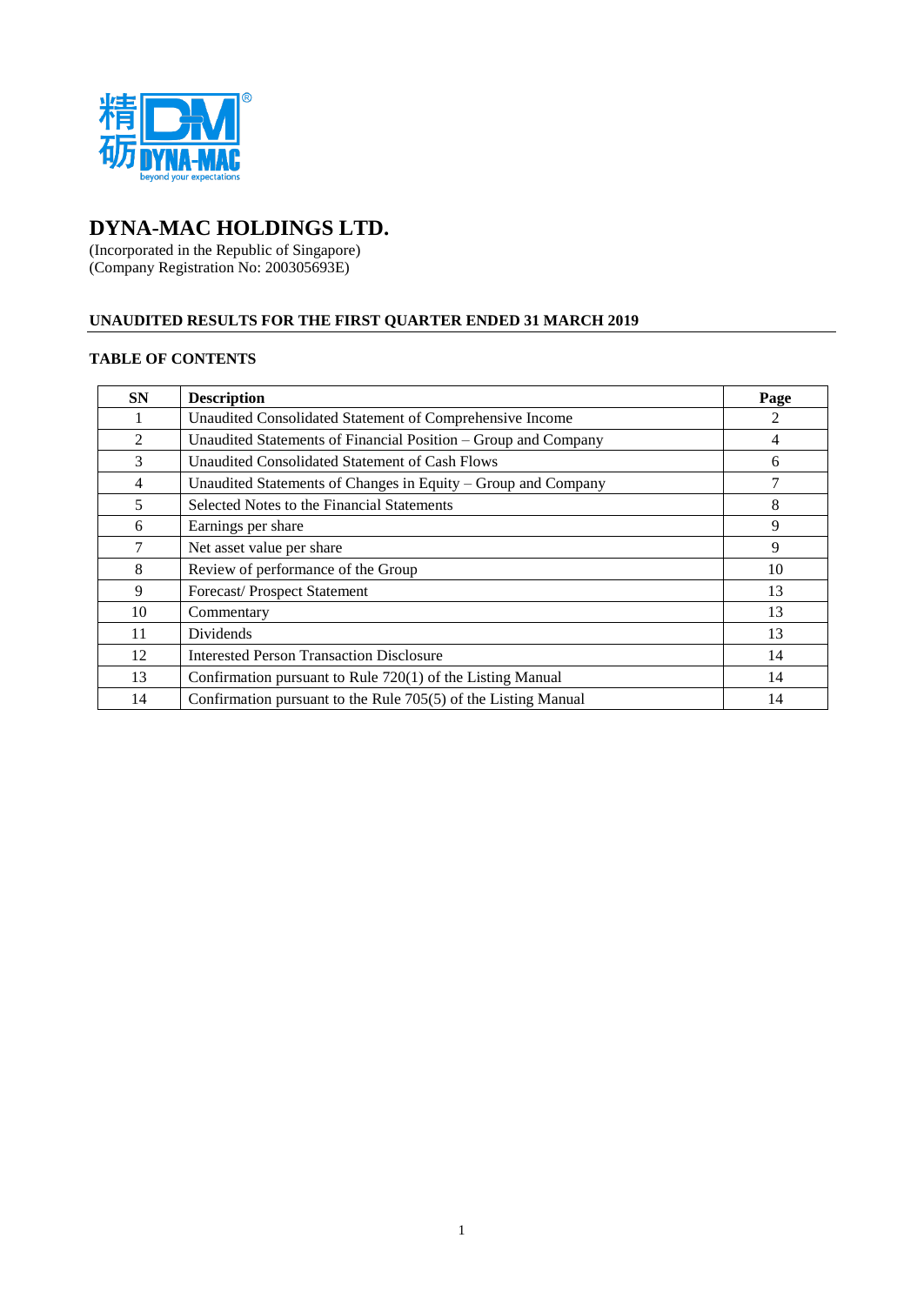# DYNA-MAC HOLDINGS LTD.

(Incorporated in the Republic of Singapore)
(Company Registration No: 200305693E)

## UNAUDITED RESULTS FOR THE FIRST QUARTER ENDED 31 MARCH 2019

### TABLE OF CONTENTS

| SN | Description | Page |
|---|---|---|
| 1 | Unaudited Consolidated Statement of Comprehensive Income | 2 |
| 2 | Unaudited Statements of Financial Position – Group and Company | 4 |
| 3 | Unaudited Consolidated Statement of Cash Flows | 6 |
| 4 | Unaudited Statements of Changes in Equity – Group and Company | 7 |
| 5 | Selected Notes to the Financial Statements | 8 |
| 6 | Earnings per share | 9 |
| 7 | Net asset value per share | 9 |
| 8 | Review of performance of the Group | 10 |
| 9 | Forecast/ Prospect Statement | 13 |
| 10 | Commentary | 13 |
| 11 | Dividends | 13 |
| 12 | Interested Person Transaction Disclosure | 14 |
| 13 | Confirmation pursuant to Rule 720(1) of the Listing Manual | 14 |
| 14 | Confirmation pursuant to the Rule 705(5) of the Listing Manual | 14 |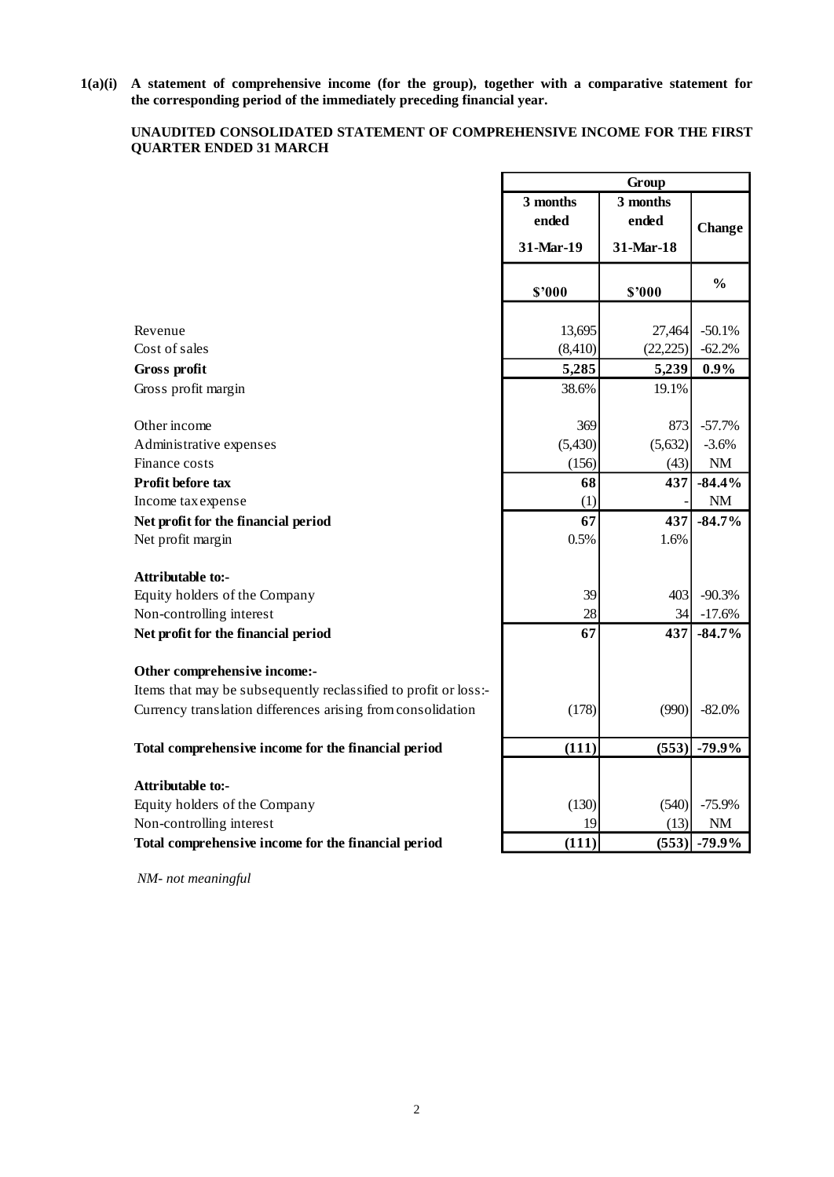**1(a)(i) A statement of comprehensive income (for the group), together with a comparative statement for the corresponding period of the immediately preceding financial year.**

**UNAUDITED CONSOLIDATED STATEMENT OF COMPREHENSIVE INCOME FOR THE FIRST QUARTER ENDED 31 MARCH**

| | Group | | |
|---|---|---|---|
| | 3 months ended 31-Mar-19 | 3 months ended 31-Mar-18 | Change |
| | $'000 | $'000 | % |
| Revenue | 13,695 | 27,464 | -50.1% |
| Cost of sales | (8,410) | (22,225) | -62.2% |
| **Gross profit** | **5,285** | **5,239** | **0.9%** |
| Gross profit margin | 38.6% | 19.1% | |
| | | | |
| Other income | 369 | 873 | -57.7% |
| Administrative expenses | (5,430) | (5,632) | -3.6% |
| Finance costs | (156) | (43) | NM |
| **Profit before tax** | **68** | **437** | **-84.4%** |
| Income tax expense | (1) | - | NM |
| **Net profit for the financial period** | **67** | **437** | **-84.7%** |
| Net profit margin | 0.5% | 1.6% | |
| | | | |
| **Attributable to:-** | | | |
| Equity holders of the Company | 39 | 403 | -90.3% |
| Non-controlling interest | 28 | 34 | -17.6% |
| **Net profit for the financial period** | **67** | **437** | **-84.7%** |
| | | | |
| **Other comprehensive income:-** | | | |
| Items that may be subsequently reclassified to profit or loss:- | | | |
| Currency translation differences arising from consolidation | (178) | (990) | -82.0% |
| | | | |
| **Total comprehensive income for the financial period** | **(111)** | **(553)** | **-79.9%** |
| | | | |
| **Attributable to:-** | | | |
| Equity holders of the Company | (130) | (540) | -75.9% |
| Non-controlling interest | 19 | (13) | NM |
| **Total comprehensive income for the financial period** | **(111)** | **(553)** | **-79.9%** |

*NM- not meaningful*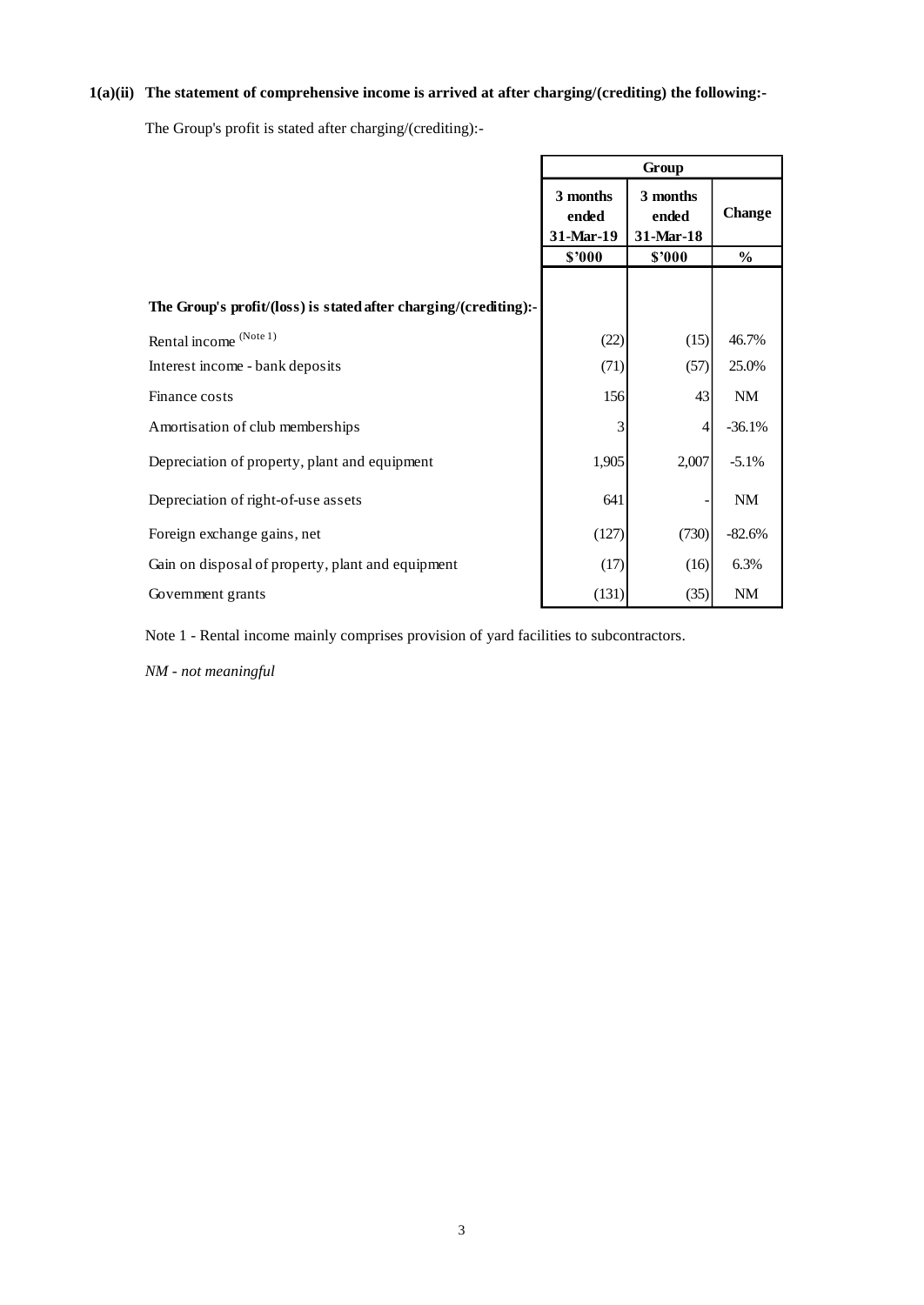**1(a)(ii) The statement of comprehensive income is arrived at after charging/(crediting) the following:-**

The Group's profit is stated after charging/(crediting):-

| | Group | | |
|---|---|---|---|
| | 3 months ended 31-Mar-19 | 3 months ended 31-Mar-18 | Change |
| | $'000 | $'000 | % |
| **The Group's profit/(loss) is stated after charging/(crediting):-** | | | |
| Rental income (Note 1) | (22) | (15) | 46.7% |
| Interest income - bank deposits | (71) | (57) | 25.0% |
| Finance costs | 156 | 43 | NM |
| Amortisation of club memberships | 3 | 4 | -36.1% |
| Depreciation of property, plant and equipment | 1,905 | 2,007 | -5.1% |
| Depreciation of right-of-use assets | 641 | - | NM |
| Foreign exchange gains, net | (127) | (730) | -82.6% |
| Gain on disposal of property, plant and equipment | (17) | (16) | 6.3% |
| Government grants | (131) | (35) | NM |

Note 1 - Rental income mainly comprises provision of yard facilities to subcontractors.

*NM - not meaningful*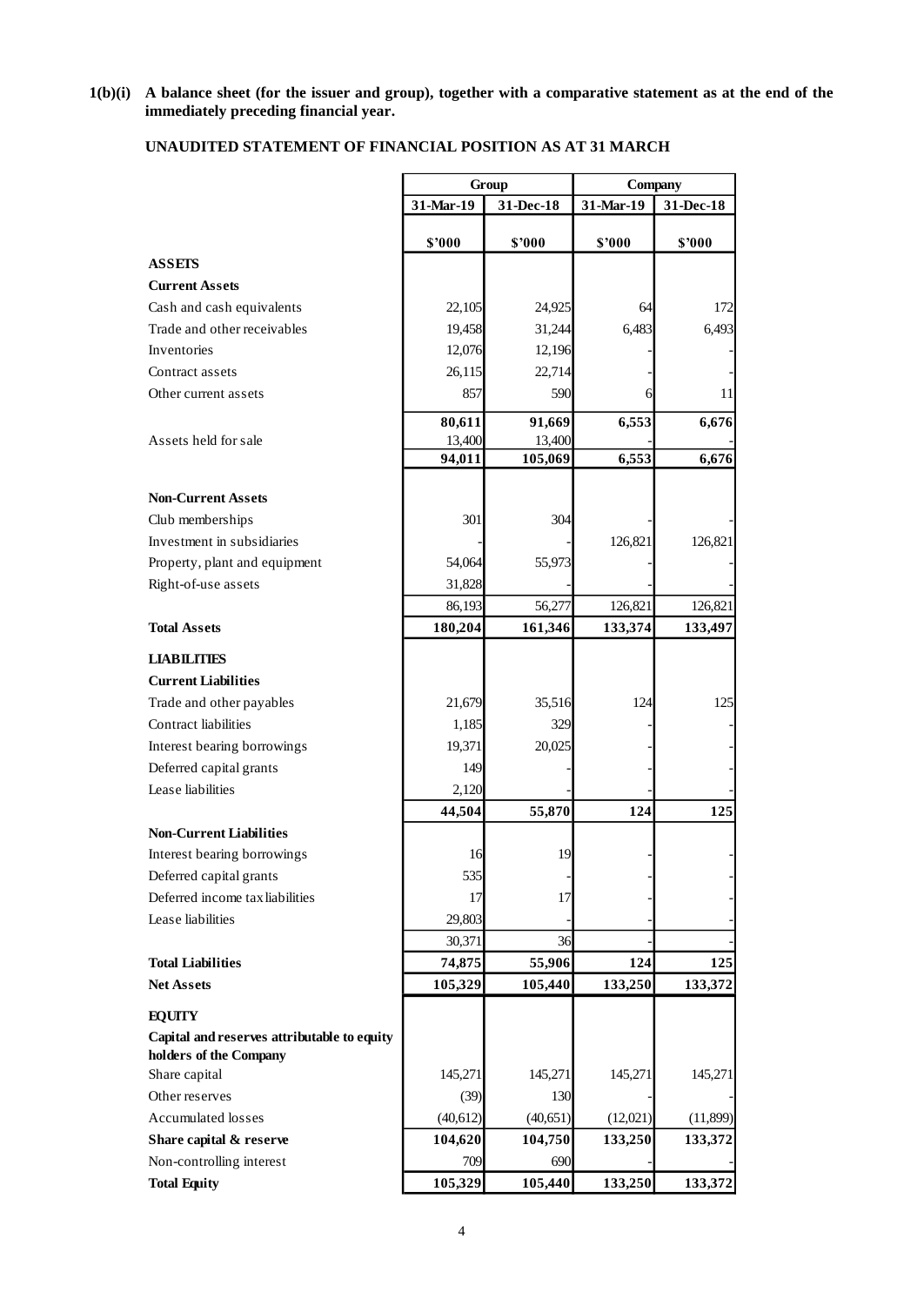**1(b)(i) A balance sheet (for the issuer and group), together with a comparative statement as at the end of the immediately preceding financial year.**

**UNAUDITED STATEMENT OF FINANCIAL POSITION AS AT 31 MARCH**

| | Group | | Company | |
|---|---|---|---|---|
| | 31-Mar-19 | 31-Dec-18 | 31-Mar-19 | 31-Dec-18 |
| | $'000 | $'000 | $'000 | $'000 |
| **ASSETS** | | | | |
| **Current Assets** | | | | |
| Cash and cash equivalents | 22,105 | 24,925 | 64 | 172 |
| Trade and other receivables | 19,458 | 31,244 | 6,483 | 6,493 |
| Inventories | 12,076 | 12,196 | - | - |
| Contract assets | 26,115 | 22,714 | - | - |
| Other current assets | 857 | 590 | 6 | 11 |
| | **80,611** | **91,669** | **6,553** | **6,676** |
| Assets held for sale | 13,400 | 13,400 | - | - |
| | **94,011** | **105,069** | **6,553** | **6,676** |
| **Non-Current Assets** | | | | |
| Club memberships | 301 | 304 | - | - |
| Investment in subsidiaries | - | - | 126,821 | 126,821 |
| Property, plant and equipment | 54,064 | 55,973 | - | - |
| Right-of-use assets | 31,828 | - | - | - |
| | 86,193 | 56,277 | 126,821 | 126,821 |
| **Total Assets** | **180,204** | **161,346** | **133,374** | **133,497** |
| **LIABILITIES** | | | | |
| **Current Liabilities** | | | | |
| Trade and other payables | 21,679 | 35,516 | 124 | 125 |
| Contract liabilities | 1,185 | 329 | - | - |
| Interest bearing borrowings | 19,371 | 20,025 | - | - |
| Deferred capital grants | 149 | - | - | - |
| Lease liabilities | 2,120 | - | - | - |
| | **44,504** | **55,870** | **124** | **125** |
| **Non-Current Liabilities** | | | | |
| Interest bearing borrowings | 16 | 19 | - | - |
| Deferred capital grants | 535 | - | - | - |
| Deferred income tax liabilities | 17 | 17 | - | - |
| Lease liabilities | 29,803 | - | - | - |
| | 30,371 | 36 | - | - |
| **Total Liabilities** | **74,875** | **55,906** | **124** | **125** |
| **Net Assets** | **105,329** | **105,440** | **133,250** | **133,372** |
| **EQUITY** | | | | |
| **Capital and reserves attributable to equity holders of the Company** | | | | |
| Share capital | 145,271 | 145,271 | 145,271 | 145,271 |
| Other reserves | (39) | 130 | - | - |
| Accumulated losses | (40,612) | (40,651) | (12,021) | (11,899) |
| **Share capital & reserve** | **104,620** | **104,750** | **133,250** | **133,372** |
| Non-controlling interest | 709 | 690 | - | - |
| **Total Equity** | **105,329** | **105,440** | **133,250** | **133,372** |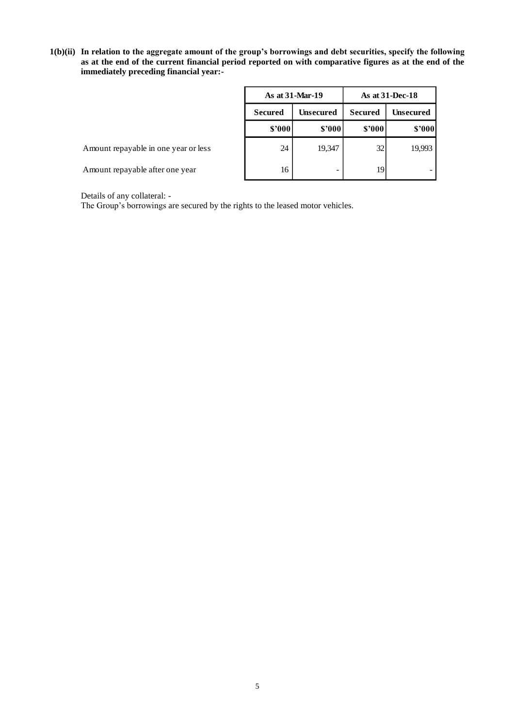**1(b)(ii) In relation to the aggregate amount of the group's borrowings and debt securities, specify the following as at the end of the current financial period reported on with comparative figures as at the end of the immediately preceding financial year:-**

| | As at 31-Mar-19 | | As at 31-Dec-18 | |
|---|---|---|---|---|
| | Secured | Unsecured | Secured | Unsecured |
| | $'000 | $'000 | $'000 | $'000 |
| Amount repayable in one year or less | 24 | 19,347 | 32 | 19,993 |
| Amount repayable after one year | 16 | - | 19 | - |

Details of any collateral: -

The Group's borrowings are secured by the rights to the leased motor vehicles.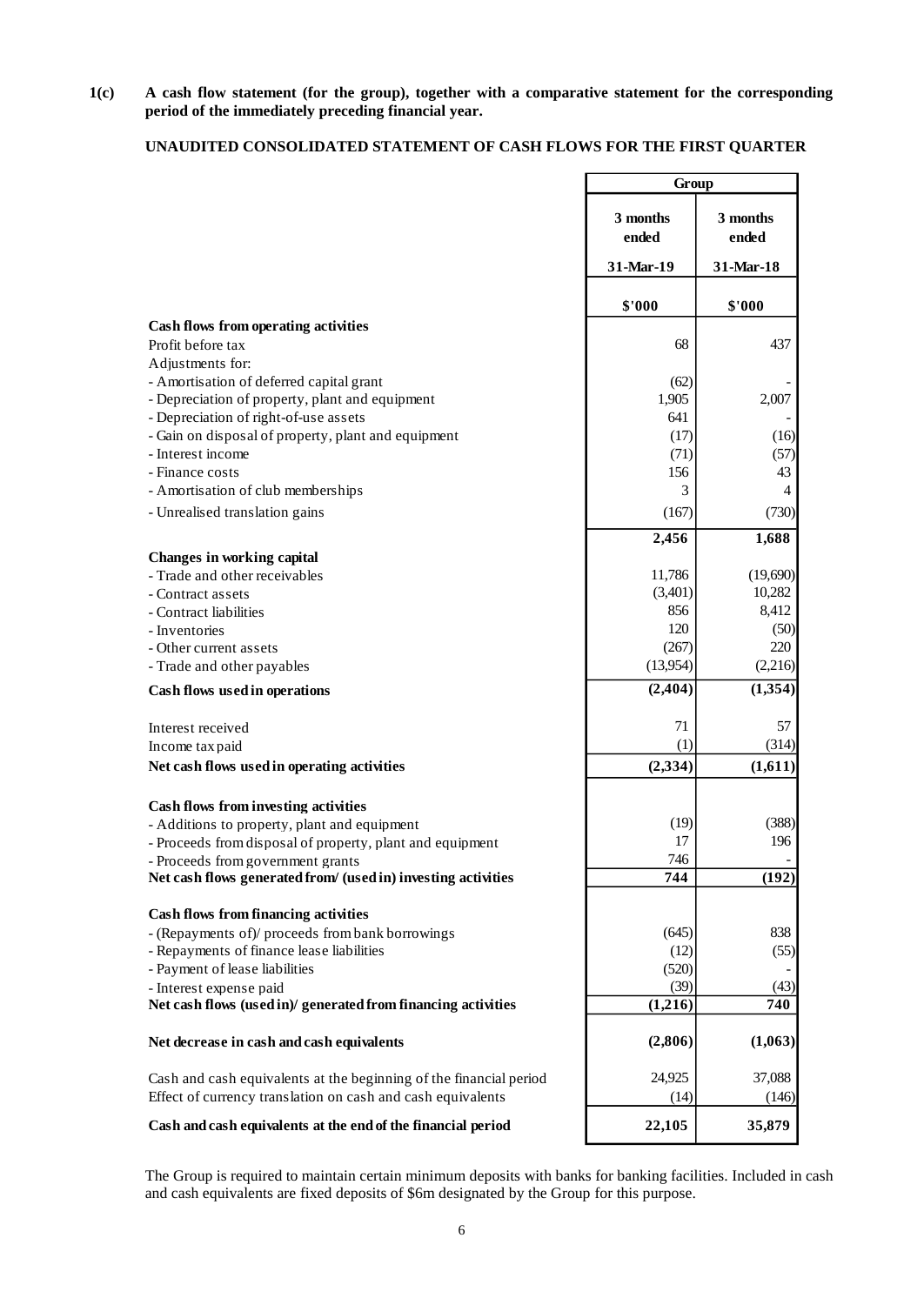**1(c) A cash flow statement (for the group), together with a comparative statement for the corresponding period of the immediately preceding financial year.**

**UNAUDITED CONSOLIDATED STATEMENT OF CASH FLOWS FOR THE FIRST QUARTER**

| | Group | |
|---|---|---|
| | 3 months ended 31-Mar-19 | 3 months ended 31-Mar-18 |
| | $'000 | $'000 |
| **Cash flows from operating activities** | | |
| Profit before tax | 68 | 437 |
| Adjustments for: | | |
| - Amortisation of deferred capital grant | (62) | - |
| - Depreciation of property, plant and equipment | 1,905 | 2,007 |
| - Depreciation of right-of-use assets | 641 | - |
| - Gain on disposal of property, plant and equipment | (17) | (16) |
| - Interest income | (71) | (57) |
| - Finance costs | 156 | 43 |
| - Amortisation of club memberships | 3 | 4 |
| - Unrealised translation gains | (167) | (730) |
| | **2,456** | **1,688** |
| **Changes in working capital** | | |
| - Trade and other receivables | 11,786 | (19,690) |
| - Contract assets | (3,401) | 10,282 |
| - Contract liabilities | 856 | 8,412 |
| - Inventories | 120 | (50) |
| - Other current assets | (267) | 220 |
| - Trade and other payables | (13,954) | (2,216) |
| **Cash flows used in operations** | **(2,404)** | **(1,354)** |
| Interest received | 71 | 57 |
| Income tax paid | (1) | (314) |
| **Net cash flows used in operating activities** | **(2,334)** | **(1,611)** |
| **Cash flows from investing activities** | | |
| - Additions to property, plant and equipment | (19) | (388) |
| - Proceeds from disposal of property, plant and equipment | 17 | 196 |
| - Proceeds from government grants | 746 | - |
| **Net cash flows generated from/ (used in) investing activities** | **744** | **(192)** |
| **Cash flows from financing activities** | | |
| - (Repayments of)/ proceeds from bank borrowings | (645) | 838 |
| - Repayments of finance lease liabilities | (12) | (55) |
| - Payment of lease liabilities | (520) | - |
| - Interest expense paid | (39) | (43) |
| **Net cash flows (used in)/ generated from financing activities** | **(1,216)** | **740** |
| **Net decrease in cash and cash equivalents** | **(2,806)** | **(1,063)** |
| Cash and cash equivalents at the beginning of the financial period | 24,925 | 37,088 |
| Effect of currency translation on cash and cash equivalents | (14) | (146) |
| **Cash and cash equivalents at the end of the financial period** | **22,105** | **35,879** |

The Group is required to maintain certain minimum deposits with banks for banking facilities. Included in cash and cash equivalents are fixed deposits of $6m designated by the Group for this purpose.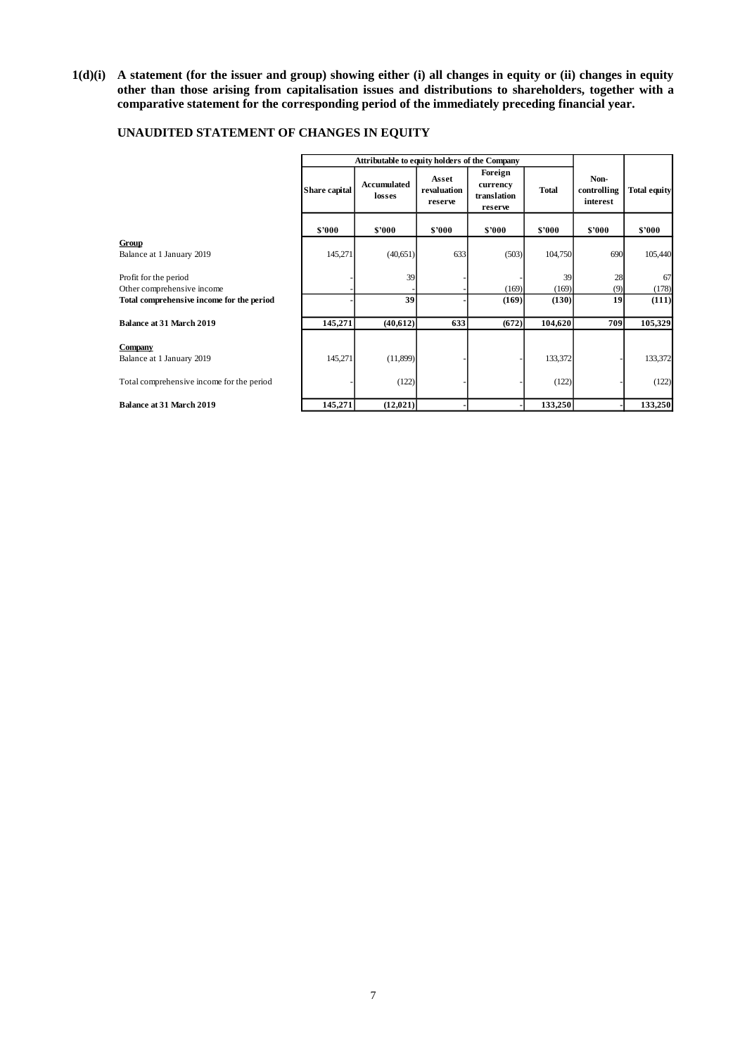**1(d)(i) A statement (for the issuer and group) showing either (i) all changes in equity or (ii) changes in equity other than those arising from capitalisation issues and distributions to shareholders, together with a comparative statement for the corresponding period of the immediately preceding financial year.**

## UNAUDITED STATEMENT OF CHANGES IN EQUITY

| | Attributable to equity holders of the Company | | | | | | |
|---|---|---|---|---|---|---|---|
| | Share capital | Accumulated losses | Asset revaluation reserve | Foreign currency translation reserve | Total | Non-controlling interest | Total equity |
| | $'000 | $'000 | $'000 | $'000 | $'000 | $'000 | $'000 |
| **Group** | | | | | | | |
| Balance at 1 January 2019 | 145,271 | (40,651) | 633 | (503) | 104,750 | 690 | 105,440 |
| Profit for the period | - | 39 | - | - | 39 | 28 | 67 |
| Other comprehensive income | - | - | - | (169) | (169) | (9) | (178) |
| **Total comprehensive income for the period** | **-** | **39** | **-** | **(169)** | **(130)** | **19** | **(111)** |
| **Balance at 31 March 2019** | **145,271** | **(40,612)** | **633** | **(672)** | **104,620** | **709** | **105,329** |
| **Company** | | | | | | | |
| Balance at 1 January 2019 | 145,271 | (11,899) | - | - | 133,372 | - | 133,372 |
| Total comprehensive income for the period | - | (122) | - | - | (122) | - | (122) |
| **Balance at 31 March 2019** | **145,271** | **(12,021)** | **-** | **-** | **133,250** | **-** | **133,250** |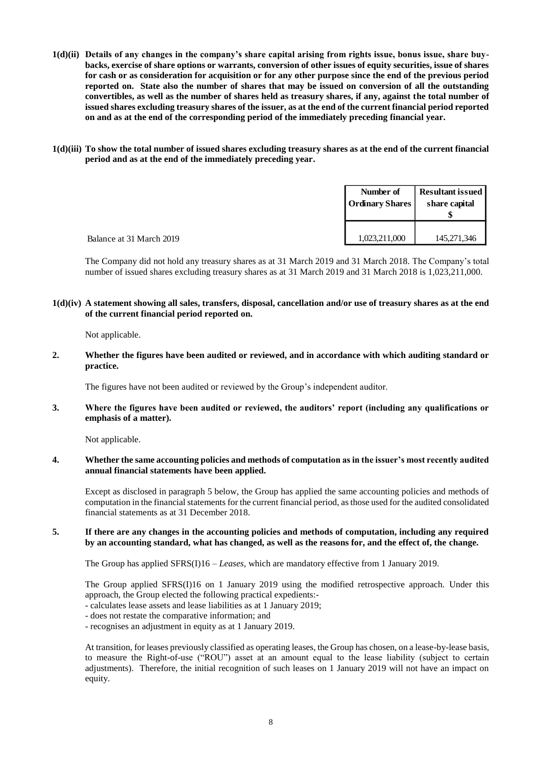**1(d)(ii) Details of any changes in the company's share capital arising from rights issue, bonus issue, share buy-backs, exercise of share options or warrants, conversion of other issues of equity securities, issue of shares for cash or as consideration for acquisition or for any other purpose since the end of the previous period reported on. State also the number of shares that may be issued on conversion of all the outstanding convertibles, as well as the number of shares held as treasury shares, if any, against the total number of issued shares excluding treasury shares of the issuer, as at the end of the current financial period reported on and as at the end of the corresponding period of the immediately preceding financial year.**

**1(d)(iii) To show the total number of issued shares excluding treasury shares as at the end of the current financial period and as at the end of the immediately preceding year.**

| | Number of Ordinary Shares | Resultant issued share capital $ |
|---|---|---|
| Balance at 31 March 2019 | 1,023,211,000 | 145,271,346 |

The Company did not hold any treasury shares as at 31 March 2019 and 31 March 2018. The Company's total number of issued shares excluding treasury shares as at 31 March 2019 and 31 March 2018 is 1,023,211,000.

**1(d)(iv) A statement showing all sales, transfers, disposal, cancellation and/or use of treasury shares as at the end of the current financial period reported on.**

Not applicable.

**2. Whether the figures have been audited or reviewed, and in accordance with which auditing standard or practice.**

The figures have not been audited or reviewed by the Group's independent auditor.

**3. Where the figures have been audited or reviewed, the auditors' report (including any qualifications or emphasis of a matter).**

Not applicable.

**4. Whether the same accounting policies and methods of computation as in the issuer's most recently audited annual financial statements have been applied.**

Except as disclosed in paragraph 5 below, the Group has applied the same accounting policies and methods of computation in the financial statements for the current financial period, as those used for the audited consolidated financial statements as at 31 December 2018.

**5. If there are any changes in the accounting policies and methods of computation, including any required by an accounting standard, what has changed, as well as the reasons for, and the effect of, the change.**

The Group has applied SFRS(I)16 – *Leases,* which are mandatory effective from 1 January 2019.

The Group applied SFRS(I)16 on 1 January 2019 using the modified retrospective approach. Under this approach, the Group elected the following practical expedients:-
- calculates lease assets and lease liabilities as at 1 January 2019;
- does not restate the comparative information; and
- recognises an adjustment in equity as at 1 January 2019.

At transition, for leases previously classified as operating leases, the Group has chosen, on a lease-by-lease basis, to measure the Right-of-use ("ROU") asset at an amount equal to the lease liability (subject to certain adjustments). Therefore, the initial recognition of such leases on 1 January 2019 will not have an impact on equity.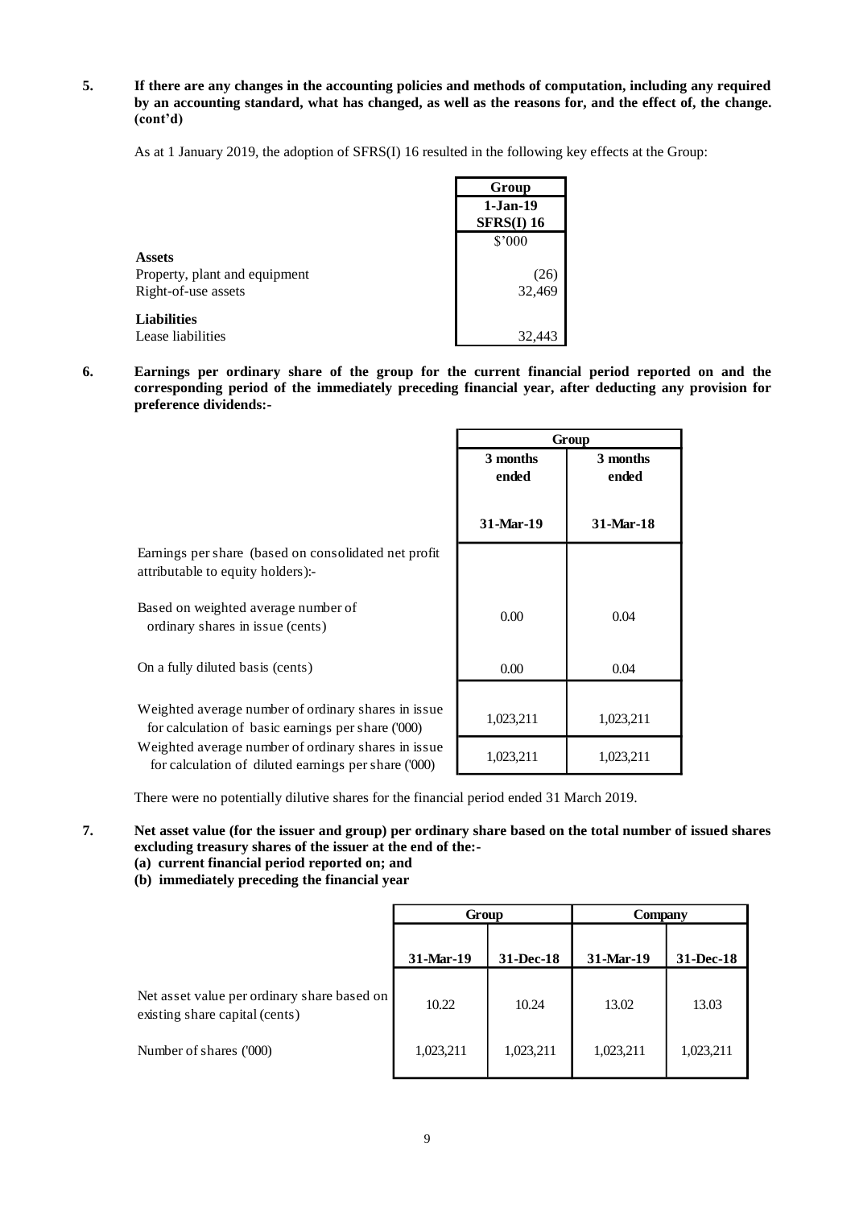**5. If there are any changes in the accounting policies and methods of computation, including any required by an accounting standard, what has changed, as well as the reasons for, and the effect of, the change. (cont'd)**

As at 1 January 2019, the adoption of SFRS(I) 16 resulted in the following key effects at the Group:

| | Group |
|---|---|
| | 1-Jan-19 SFRS(I) 16 |
| | $'000 |
| **Assets** | |
| Property, plant and equipment | (26) |
| Right-of-use assets | 32,469 |
| **Liabilities** | |
| Lease liabilities | 32,443 |

**6. Earnings per ordinary share of the group for the current financial period reported on and the corresponding period of the immediately preceding financial year, after deducting any provision for preference dividends:-**

| | Group | |
|---|---|---|
| | 3 months ended 31-Mar-19 | 3 months ended 31-Mar-18 |
| Earnings per share (based on consolidated net profit attributable to equity holders):- | | |
| Based on weighted average number of ordinary shares in issue (cents) | 0.00 | 0.04 |
| On a fully diluted basis (cents) | 0.00 | 0.04 |
| Weighted average number of ordinary shares in issue for calculation of basic earnings per share ('000) | 1,023,211 | 1,023,211 |
| Weighted average number of ordinary shares in issue for calculation of diluted earnings per share ('000) | 1,023,211 | 1,023,211 |

There were no potentially dilutive shares for the financial period ended 31 March 2019.

**7. Net asset value (for the issuer and group) per ordinary share based on the total number of issued shares excluding treasury shares of the issuer at the end of the:-**
**(a) current financial period reported on; and**
**(b) immediately preceding the financial year**

| | Group | | Company | |
|---|---|---|---|---|
| | 31-Mar-19 | 31-Dec-18 | 31-Mar-19 | 31-Dec-18 |
| Net asset value per ordinary share based on existing share capital (cents) | 10.22 | 10.24 | 13.02 | 13.03 |
| Number of shares ('000) | 1,023,211 | 1,023,211 | 1,023,211 | 1,023,211 |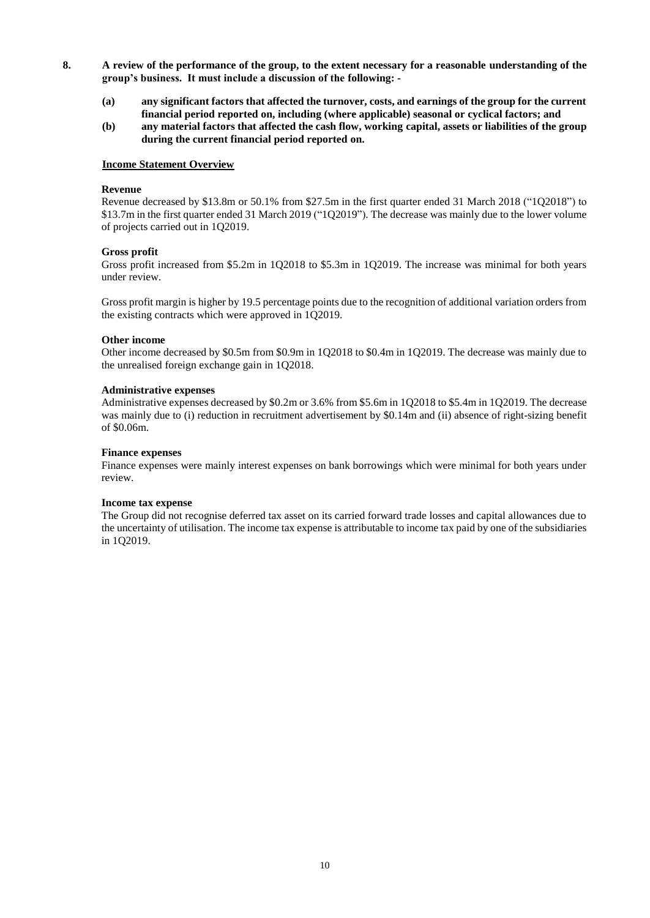**8. A review of the performance of the group, to the extent necessary for a reasonable understanding of the group's business. It must include a discussion of the following: -**

**(a) any significant factors that affected the turnover, costs, and earnings of the group for the current financial period reported on, including (where applicable) seasonal or cyclical factors; and**

**(b) any material factors that affected the cash flow, working capital, assets or liabilities of the group during the current financial period reported on.**

**Income Statement Overview**

**Revenue**

Revenue decreased by $13.8m or 50.1% from $27.5m in the first quarter ended 31 March 2018 ("1Q2018") to $13.7m in the first quarter ended 31 March 2019 ("1Q2019"). The decrease was mainly due to the lower volume of projects carried out in 1Q2019.

**Gross profit**

Gross profit increased from $5.2m in 1Q2018 to $5.3m in 1Q2019. The increase was minimal for both years under review.

Gross profit margin is higher by 19.5 percentage points due to the recognition of additional variation orders from the existing contracts which were approved in 1Q2019.

**Other income**

Other income decreased by $0.5m from $0.9m in 1Q2018 to $0.4m in 1Q2019. The decrease was mainly due to the unrealised foreign exchange gain in 1Q2018.

**Administrative expenses**

Administrative expenses decreased by $0.2m or 3.6% from $5.6m in 1Q2018 to $5.4m in 1Q2019. The decrease was mainly due to (i) reduction in recruitment advertisement by $0.14m and (ii) absence of right-sizing benefit of $0.06m.

**Finance expenses**

Finance expenses were mainly interest expenses on bank borrowings which were minimal for both years under review.

**Income tax expense**

The Group did not recognise deferred tax asset on its carried forward trade losses and capital allowances due to the uncertainty of utilisation. The income tax expense is attributable to income tax paid by one of the subsidiaries in 1Q2019.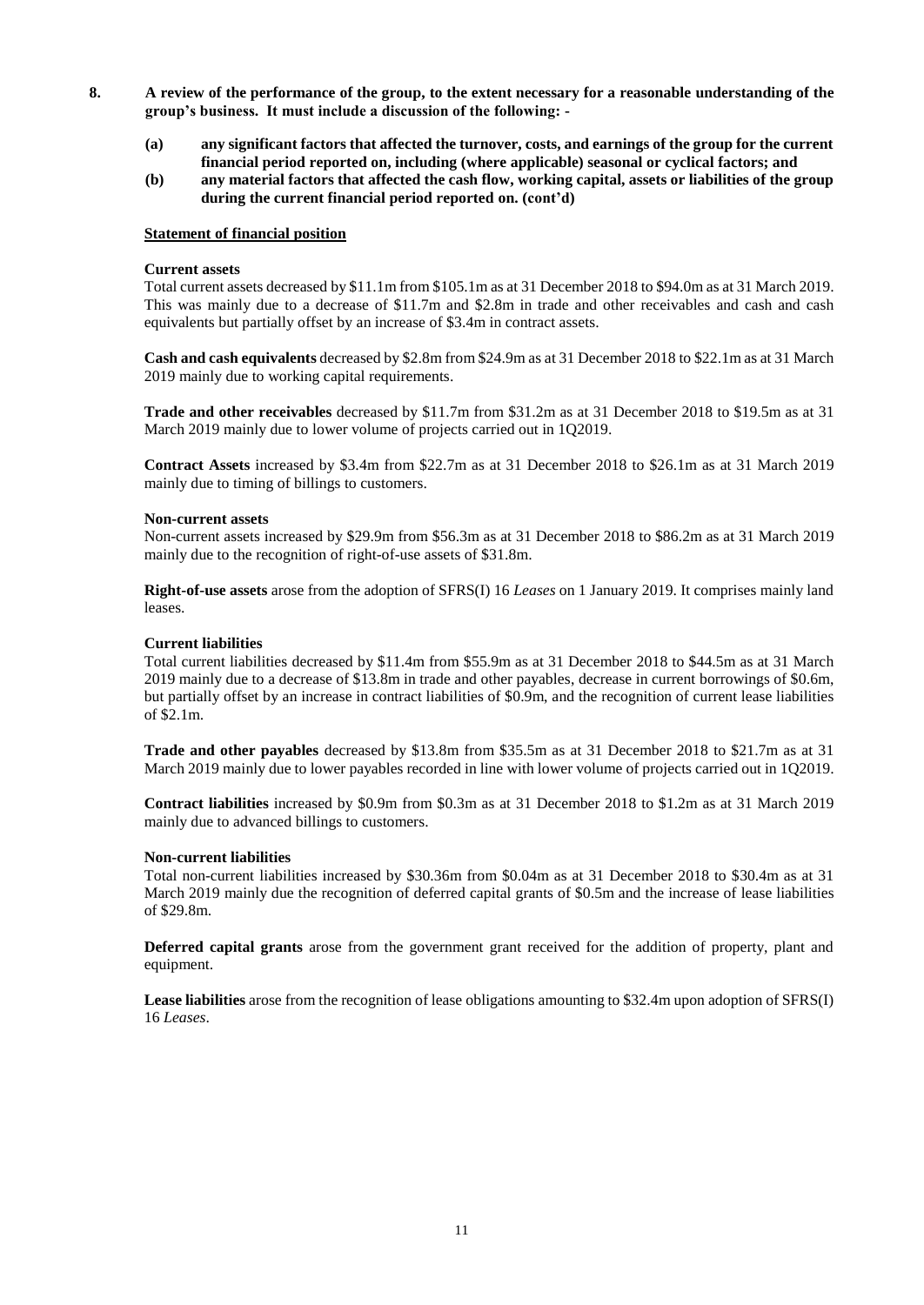**8. A review of the performance of the group, to the extent necessary for a reasonable understanding of the group's business. It must include a discussion of the following: -**

**(a) any significant factors that affected the turnover, costs, and earnings of the group for the current financial period reported on, including (where applicable) seasonal or cyclical factors; and**

**(b) any material factors that affected the cash flow, working capital, assets or liabilities of the group during the current financial period reported on. (cont'd)**

**Statement of financial position**

**Current assets**

Total current assets decreased by $11.1m from $105.1m as at 31 December 2018 to $94.0m as at 31 March 2019. This was mainly due to a decrease of $11.7m and $2.8m in trade and other receivables and cash and cash equivalents but partially offset by an increase of $3.4m in contract assets.

**Cash and cash equivalents** decreased by $2.8m from $24.9m as at 31 December 2018 to $22.1m as at 31 March 2019 mainly due to working capital requirements.

**Trade and other receivables** decreased by $11.7m from $31.2m as at 31 December 2018 to $19.5m as at 31 March 2019 mainly due to lower volume of projects carried out in 1Q2019.

**Contract Assets** increased by $3.4m from $22.7m as at 31 December 2018 to $26.1m as at 31 March 2019 mainly due to timing of billings to customers.

**Non-current assets**

Non-current assets increased by $29.9m from $56.3m as at 31 December 2018 to $86.2m as at 31 March 2019 mainly due to the recognition of right-of-use assets of $31.8m.

**Right-of-use assets** arose from the adoption of SFRS(I) 16 *Leases* on 1 January 2019. It comprises mainly land leases.

**Current liabilities**

Total current liabilities decreased by $11.4m from $55.9m as at 31 December 2018 to $44.5m as at 31 March 2019 mainly due to a decrease of $13.8m in trade and other payables, decrease in current borrowings of $0.6m, but partially offset by an increase in contract liabilities of $0.9m, and the recognition of current lease liabilities of $2.1m.

**Trade and other payables** decreased by $13.8m from $35.5m as at 31 December 2018 to $21.7m as at 31 March 2019 mainly due to lower payables recorded in line with lower volume of projects carried out in 1Q2019.

**Contract liabilities** increased by $0.9m from $0.3m as at 31 December 2018 to $1.2m as at 31 March 2019 mainly due to advanced billings to customers.

**Non-current liabilities**

Total non-current liabilities increased by $30.36m from $0.04m as at 31 December 2018 to $30.4m as at 31 March 2019 mainly due the recognition of deferred capital grants of $0.5m and the increase of lease liabilities of $29.8m.

**Deferred capital grants** arose from the government grant received for the addition of property, plant and equipment.

**Lease liabilities** arose from the recognition of lease obligations amounting to $32.4m upon adoption of SFRS(I) 16 *Leases*.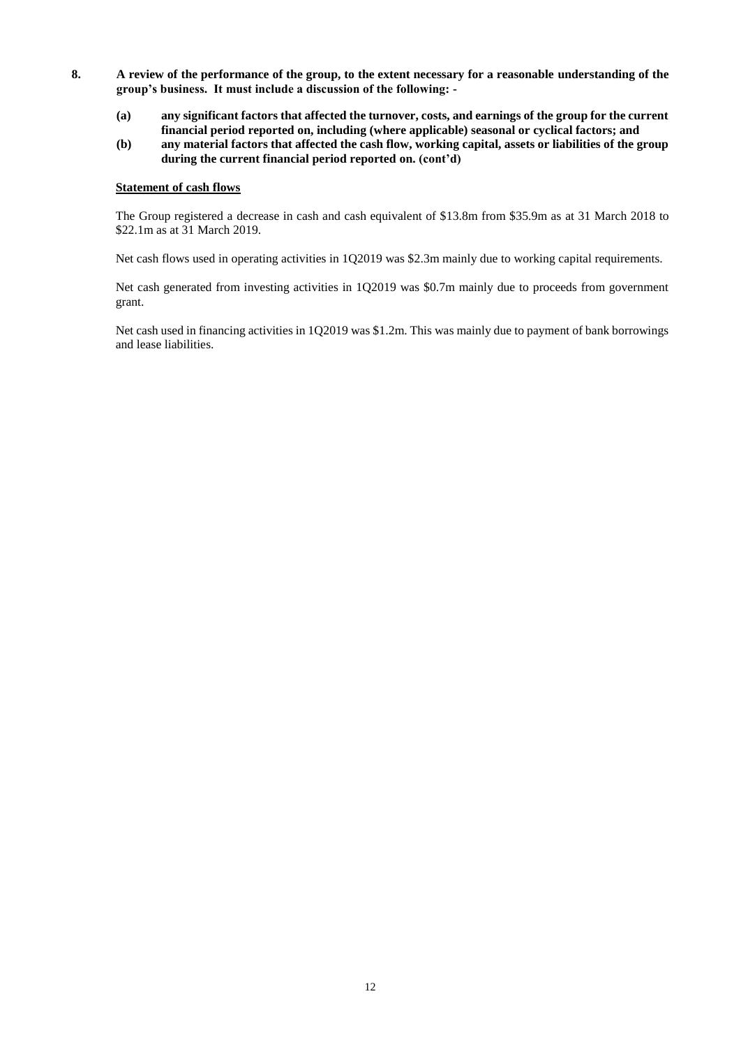**8. A review of the performance of the group, to the extent necessary for a reasonable understanding of the group's business. It must include a discussion of the following: -**

**(a) any significant factors that affected the turnover, costs, and earnings of the group for the current financial period reported on, including (where applicable) seasonal or cyclical factors; and**

**(b) any material factors that affected the cash flow, working capital, assets or liabilities of the group during the current financial period reported on. (cont'd)**

<u>**Statement of cash flows**</u>

The Group registered a decrease in cash and cash equivalent of $13.8m from $35.9m as at 31 March 2018 to $22.1m as at 31 March 2019.

Net cash flows used in operating activities in 1Q2019 was $2.3m mainly due to working capital requirements.

Net cash generated from investing activities in 1Q2019 was $0.7m mainly due to proceeds from government grant.

Net cash used in financing activities in 1Q2019 was $1.2m. This was mainly due to payment of bank borrowings and lease liabilities.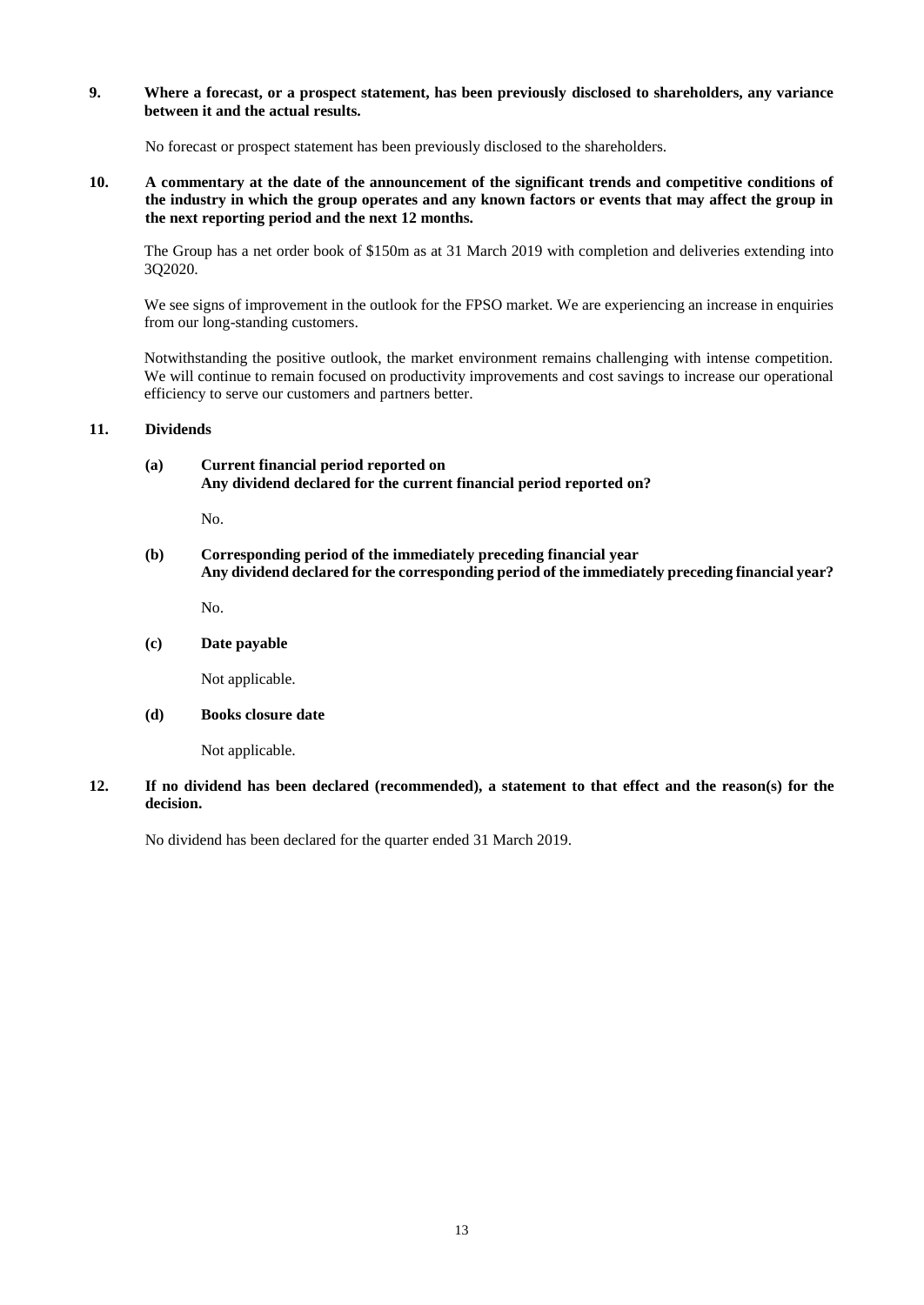**9. Where a forecast, or a prospect statement, has been previously disclosed to shareholders, any variance between it and the actual results.**

No forecast or prospect statement has been previously disclosed to the shareholders.

**10. A commentary at the date of the announcement of the significant trends and competitive conditions of the industry in which the group operates and any known factors or events that may affect the group in the next reporting period and the next 12 months.**

The Group has a net order book of $150m as at 31 March 2019 with completion and deliveries extending into 3Q2020.

We see signs of improvement in the outlook for the FPSO market. We are experiencing an increase in enquiries from our long-standing customers.

Notwithstanding the positive outlook, the market environment remains challenging with intense competition. We will continue to remain focused on productivity improvements and cost savings to increase our operational efficiency to serve our customers and partners better.

**11. Dividends**

**(a) Current financial period reported on**
**Any dividend declared for the current financial period reported on?**

No.

**(b) Corresponding period of the immediately preceding financial year**
**Any dividend declared for the corresponding period of the immediately preceding financial year?**

No.

**(c) Date payable**

Not applicable.

**(d) Books closure date**

Not applicable.

**12. If no dividend has been declared (recommended), a statement to that effect and the reason(s) for the decision.**

No dividend has been declared for the quarter ended 31 March 2019.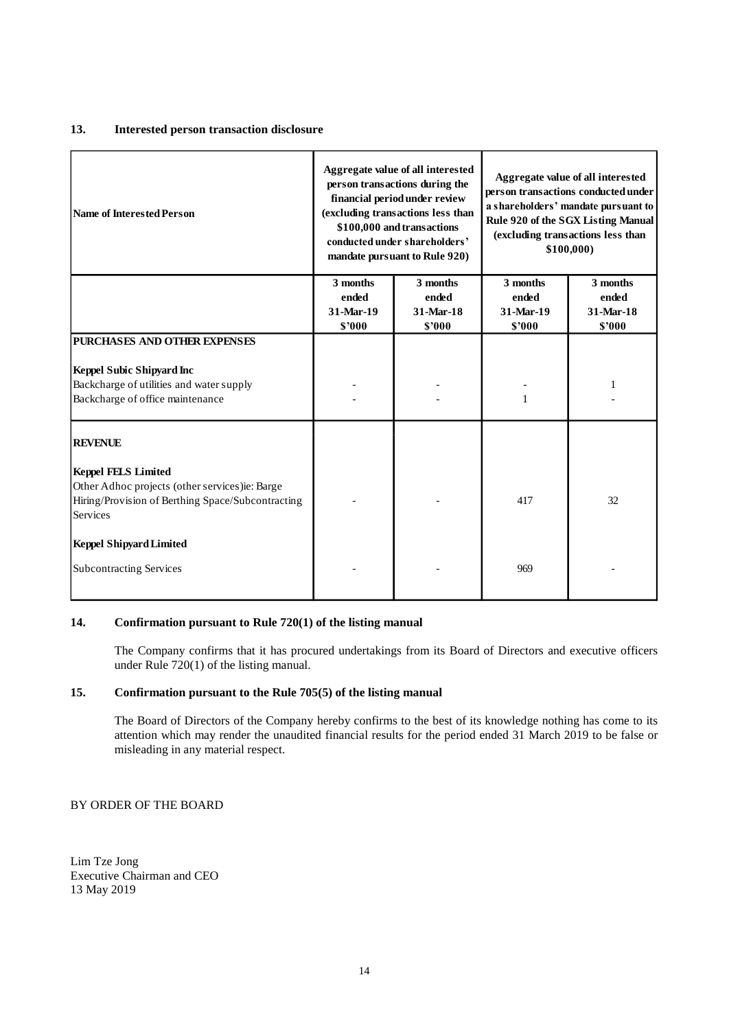## 13. Interested person transaction disclosure

| Name of Interested Person | Aggregate value of all interested person transactions during the financial period under review (excluding transactions less than \$100,000 and transactions conducted under shareholders' mandate pursuant to Rule 920) | | Aggregate value of all interested person transactions conducted under a shareholders' mandate pursuant to Rule 920 of the SGX Listing Manual (excluding transactions less than \$100,000) | |
|---|---|---|---|---|
| | 3 months ended 31-Mar-19 \$'000 | 3 months ended 31-Mar-18 \$'000 | 3 months ended 31-Mar-19 \$'000 | 3 months ended 31-Mar-18 \$'000 |
| **PURCHASES AND OTHER EXPENSES** | | | | |
| **Keppel Subic Shipyard Inc** | | | | |
| Backcharge of utilities and water supply | - | - | - | 1 |
| Backcharge of office maintenance | - | - | 1 | - |
| **REVENUE** | | | | |
| **Keppel FELS Limited** | | | | |
| Other Adhoc projects (other services)ie: Barge Hiring/Provision of Berthing Space/Subcontracting Services | - | - | 417 | 32 |
| **Keppel Shipyard Limited** | | | | |
| Subcontracting Services | - | - | 969 | - |

## 14. Confirmation pursuant to Rule 720(1) of the listing manual

The Company confirms that it has procured undertakings from its Board of Directors and executive officers under Rule 720(1) of the listing manual.

## 15. Confirmation pursuant to the Rule 705(5) of the listing manual

The Board of Directors of the Company hereby confirms to the best of its knowledge nothing has come to its attention which may render the unaudited financial results for the period ended 31 March 2019 to be false or misleading in any material respect.

BY ORDER OF THE BOARD

Lim Tze Jong
Executive Chairman and CEO
13 May 2019